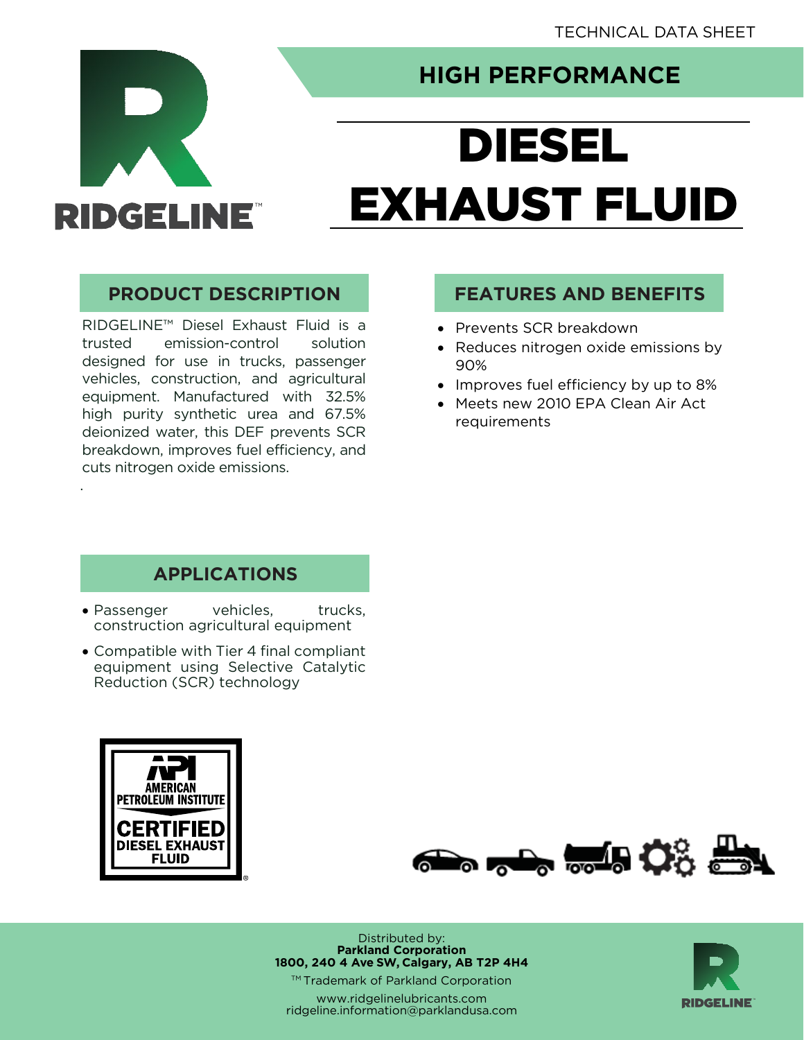TECHNICAL DATA SHEET

RIDGELINE™

## HIGH PERFORMANCE

# DIESEL EXHAUST FLUID

## PRODUCT DESCRIPTION

RIDGELINE™ Diesel Exhaust Fluid is a trusted emission-control solution designed for use in trucks, passenger vehicles, construction, and agricultural equipment. Manufactured with 32.5% high purity synthetic urea and 67.5% deionized water, this DEF prevents SCR breakdown, improves fuel efficiency, and cuts nitrogen oxide emissions.

## FEATURES AND BENEFITS

- Prevents SCR breakdown
- Reduces nitrogen oxide emissions by 90%
- Improves fuel efficiency by up to 8%
- Meets new 2010 EPA Clean Air Act requirements

## APPLICATIONS

- Passenger vehicles, trucks, construction agricultural equipment
- Compatible with Tier 4 final compliant equipment using Selective Catalytic Reduction (SCR) technology

API AMERICAN PETROLEUM INSTITUTE CERTIFIED DIESEL EXHAUST FLUID

Distributed by:
**Parkland Corporation**
**1800, 240 4 Ave SW, Calgary, AB T2P 4H4**

™ Trademark of Parkland Corporation

www.ridgelinelubricants.com
ridgeline.information@parklandusa.com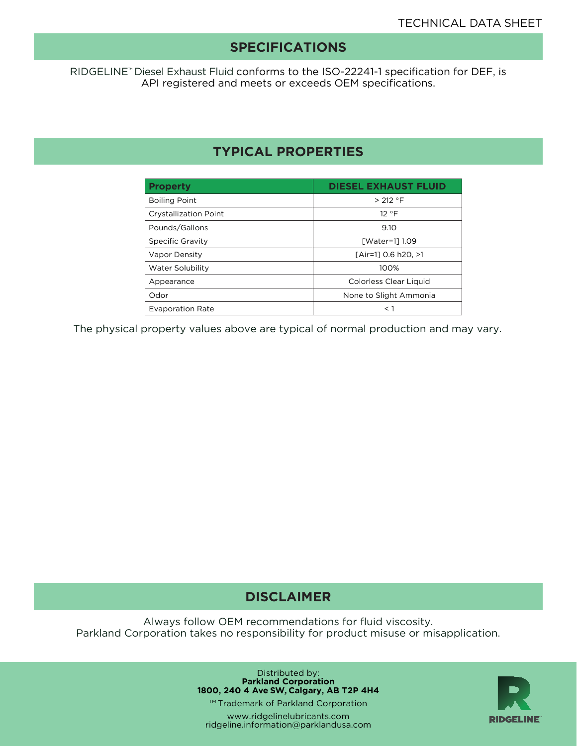## SPECIFICATIONS

RIDGELINE™ Diesel Exhaust Fluid conforms to the ISO-22241-1 specification for DEF, is API registered and meets or exceeds OEM specifications.

## TYPICAL PROPERTIES

| Property | DIESEL EXHAUST FLUID |
|---|---|
| Boiling Point | > 212 °F |
| Crystallization Point | 12 °F |
| Pounds/Gallons | 9.10 |
| Specific Gravity | [Water=1] 1.09 |
| Vapor Density | [Air=1] 0.6 h20, >1 |
| Water Solubility | 100% |
| Appearance | Colorless Clear Liquid |
| Odor | None to Slight Ammonia |
| Evaporation Rate | < 1 |

The physical property values above are typical of normal production and may vary.

## DISCLAIMER

Always follow OEM recommendations for fluid viscosity.
Parkland Corporation takes no responsibility for product misuse or misapplication.

Distributed by:
**Parkland Corporation**
**1800, 240 4 Ave SW, Calgary, AB T2P 4H4**

™ Trademark of Parkland Corporation

www.ridgelinelubricants.com
ridgeline.information@parklandusa.com

RIDGELINE™